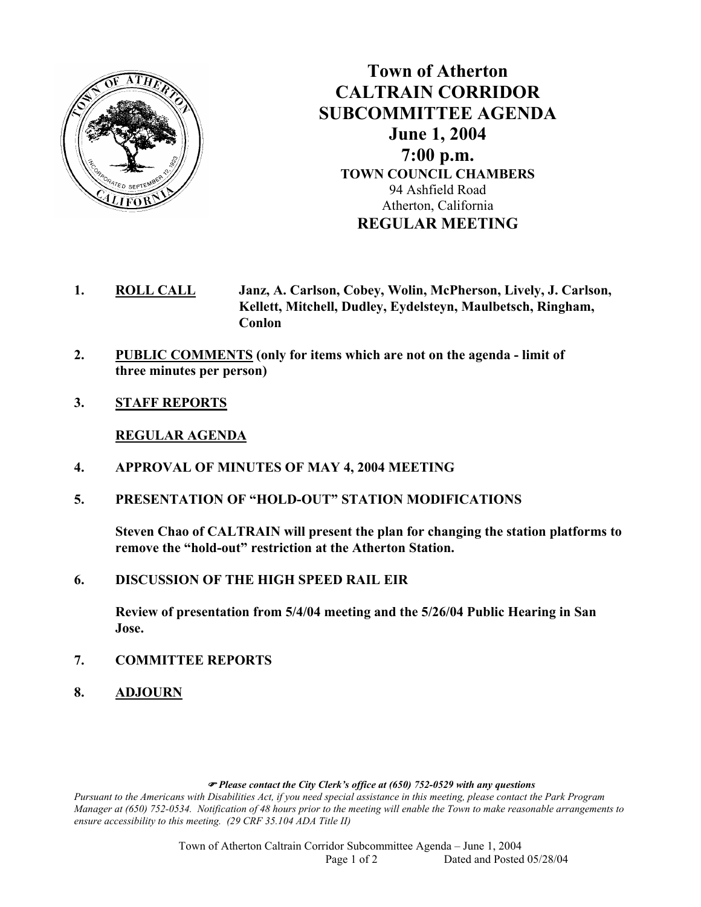# Town of Atherton
# CALTRAIN CORRIDOR SUBCOMMITTEE AGENDA
## June 1, 2004
## 7:00 p.m.

**TOWN COUNCIL CHAMBERS**
94 Ashfield Road
Atherton, California

## REGULAR MEETING

1. **ROLL CALL** **Janz, A. Carlson, Cobey, Wolin, McPherson, Lively, J. Carlson, Kellett, Mitchell, Dudley, Eydelsteyn, Maulbetsch, Ringham, Conlon**

2. **PUBLIC COMMENTS (only for items which are not on the agenda - limit of three minutes per person)**

3. **STAFF REPORTS**

   **REGULAR AGENDA**

4. **APPROVAL OF MINUTES OF MAY 4, 2004 MEETING**

5. **PRESENTATION OF "HOLD-OUT" STATION MODIFICATIONS**

   **Steven Chao of CALTRAIN will present the plan for changing the station platforms to remove the "hold-out" restriction at the Atherton Station.**

6. **DISCUSSION OF THE HIGH SPEED RAIL EIR**

   **Review of presentation from 5/4/04 meeting and the 5/26/04 Public Hearing in San Jose.**

7. **COMMITTEE REPORTS**

8. **ADJOURN**

☞ ***Please contact the City Clerk's office at (650) 752-0529 with any questions***

*Pursuant to the Americans with Disabilities Act, if you need special assistance in this meeting, please contact the Park Program Manager at (650) 752-0534. Notification of 48 hours prior to the meeting will enable the Town to make reasonable arrangements to ensure accessibility to this meeting. (29 CRF 35.104 ADA Title II)*

Dated and Posted 05/28/04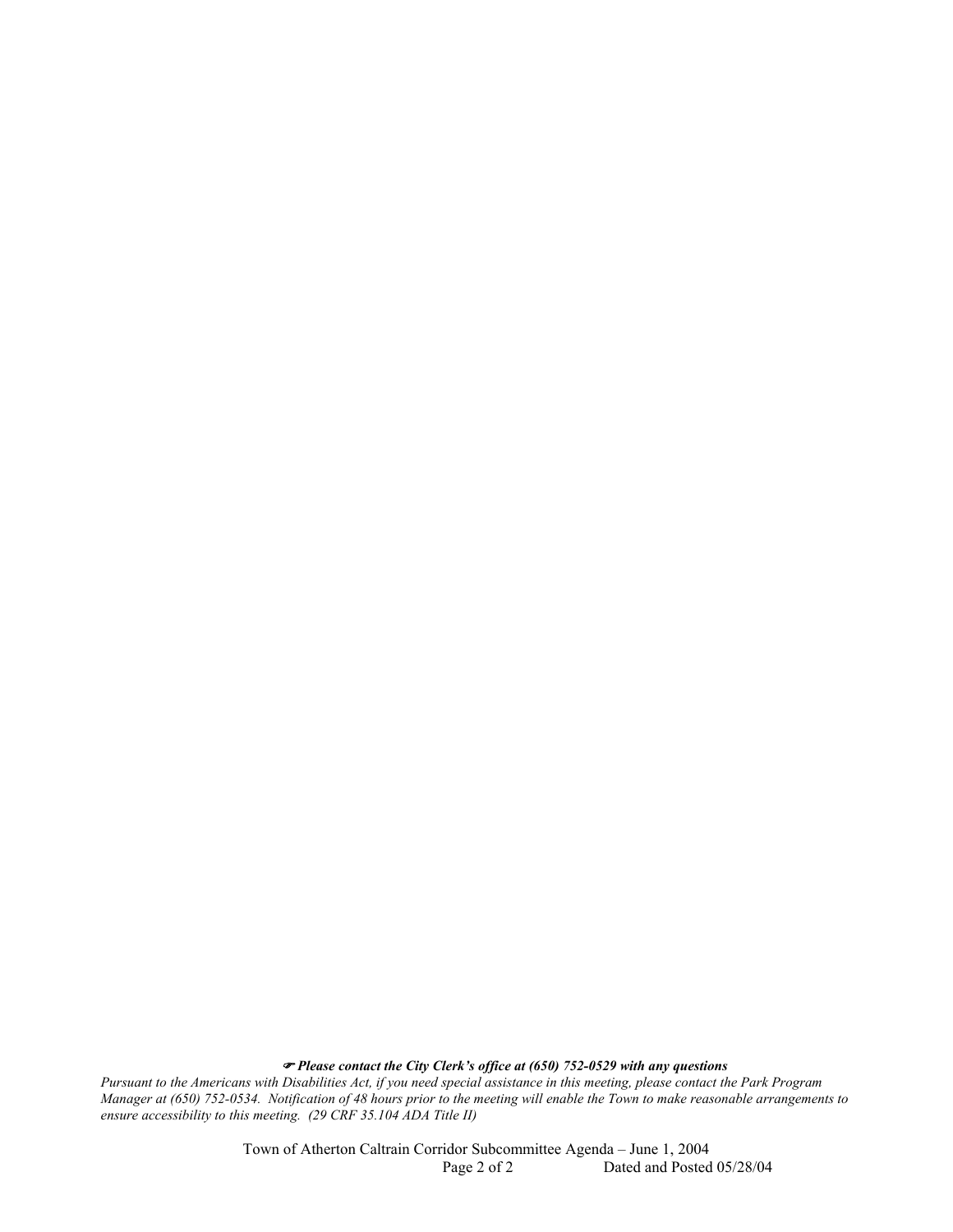☞ ***Please contact the City Clerk's office at (650) 752-0529 with any questions***

*Pursuant to the Americans with Disabilities Act, if you need special assistance in this meeting, please contact the Park Program Manager at (650) 752-0534. Notification of 48 hours prior to the meeting will enable the Town to make reasonable arrangements to ensure accessibility to this meeting. (29 CRF 35.104 ADA Title II)*

Town of Atherton Caltrain Corridor Subcommittee Agenda – June 1, 2004

Dated and Posted 05/28/04